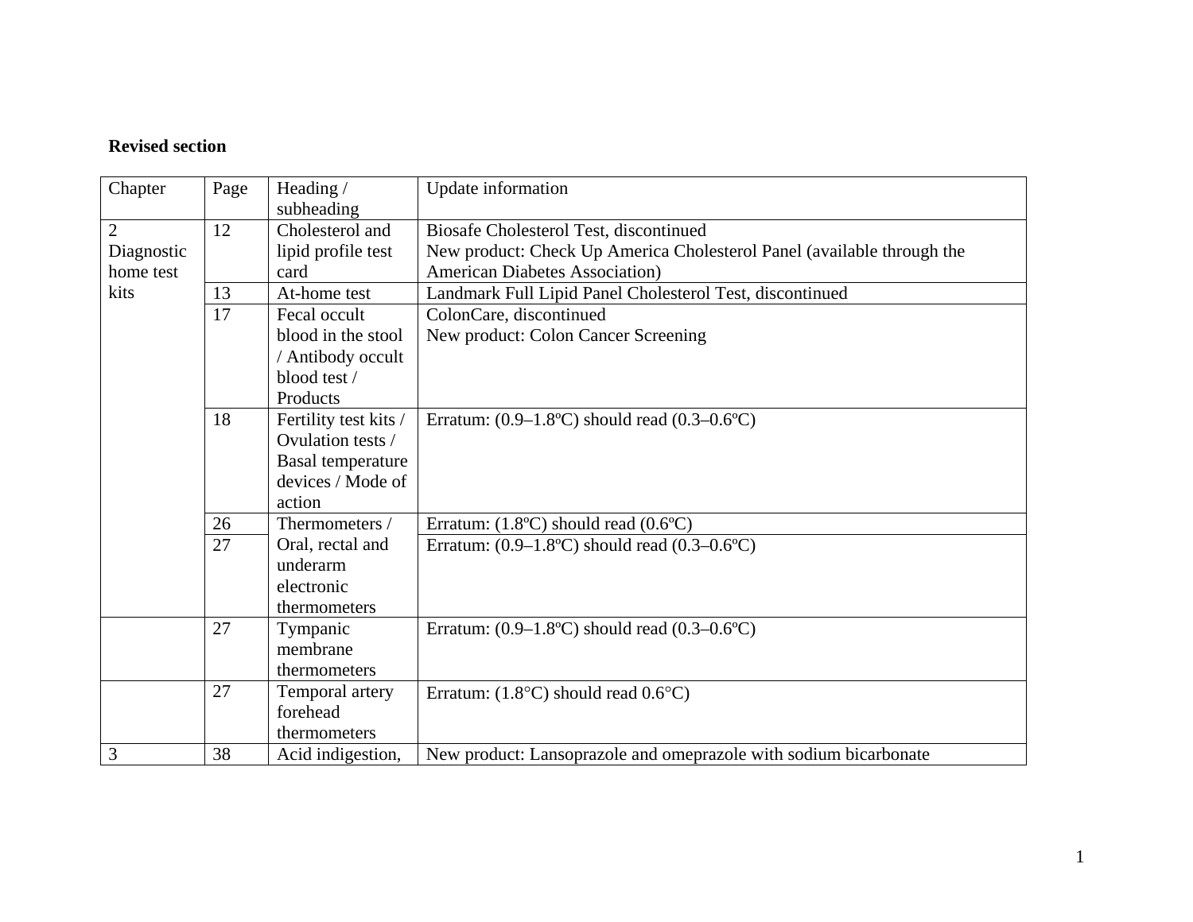**Revised section**

| Chapter | Page | Heading / subheading | Update information |
|---|---|---|---|
| 2 Diagnostic home test kits | 12 | Cholesterol and lipid profile test card | Biosafe Cholesterol Test, discontinued<br>New product: Check Up America Cholesterol Panel (available through the American Diabetes Association) |
| | 13 | At-home test | Landmark Full Lipid Panel Cholesterol Test, discontinued |
| | 17 | Fecal occult blood in the stool / Antibody occult blood test / Products | ColonCare, discontinued<br>New product: Colon Cancer Screening |
| | 18 | Fertility test kits / Ovulation tests / Basal temperature devices / Mode of action | Erratum: (0.9–1.8ºC) should read (0.3–0.6ºC) |
| | 26 | Thermometers / Oral, rectal and underarm electronic thermometers | Erratum: (1.8ºC) should read (0.6ºC) |
| | 27 | | Erratum: (0.9–1.8ºC) should read (0.3–0.6ºC) |
| | 27 | Tympanic membrane thermometers | Erratum: (0.9–1.8ºC) should read (0.3–0.6ºC) |
| | 27 | Temporal artery forehead thermometers | Erratum: (1.8°C) should read 0.6°C) |
| 3 | 38 | Acid indigestion, | New product: Lansoprazole and omeprazole with sodium bicarbonate |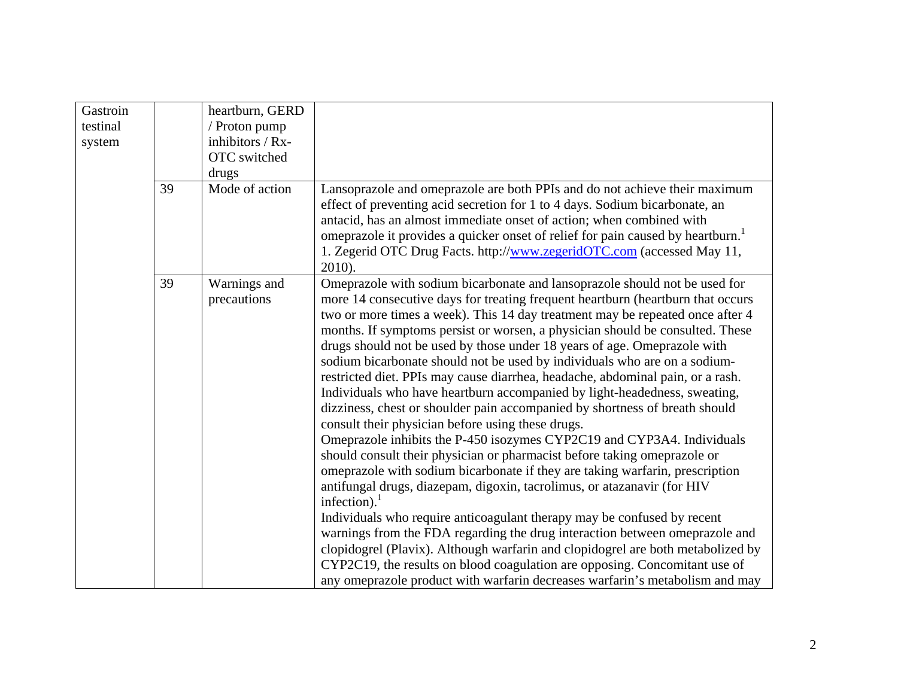| | | | |
|---|---|---|---|
| Gastrointestinal system | | heartburn, GERD / Proton pump inhibitors / Rx-OTC switched drugs | |
| | 39 | Mode of action | Lansoprazole and omeprazole are both PPIs and do not achieve their maximum effect of preventing acid secretion for 1 to 4 days. Sodium bicarbonate, an antacid, has an almost immediate onset of action; when combined with omeprazole it provides a quicker onset of relief for pain caused by heartburn.[1]<br>1. Zegerid OTC Drug Facts. http://www.zegeridOTC.com (accessed May 11, 2010). |
| | 39 | Warnings and precautions | Omeprazole with sodium bicarbonate and lansoprazole should not be used for more 14 consecutive days for treating frequent heartburn (heartburn that occurs two or more times a week). This 14 day treatment may be repeated once after 4 months. If symptoms persist or worsen, a physician should be consulted. These drugs should not be used by those under 18 years of age. Omeprazole with sodium bicarbonate should not be used by individuals who are on a sodium-restricted diet. PPIs may cause diarrhea, headache, abdominal pain, or a rash. Individuals who have heartburn accompanied by light-headedness, sweating, dizziness, chest or shoulder pain accompanied by shortness of breath should consult their physician before using these drugs.<br>Omeprazole inhibits the P-450 isozymes CYP2C19 and CYP3A4. Individuals should consult their physician or pharmacist before taking omeprazole or omeprazole with sodium bicarbonate if they are taking warfarin, prescription antifungal drugs, diazepam, digoxin, tacrolimus, or atazanavir (for HIV infection).[1]<br>Individuals who require anticoagulant therapy may be confused by recent warnings from the FDA regarding the drug interaction between omeprazole and clopidogrel (Plavix). Although warfarin and clopidogrel are both metabolized by CYP2C19, the results on blood coagulation are opposing. Concomitant use of any omeprazole product with warfarin decreases warfarin's metabolism and may |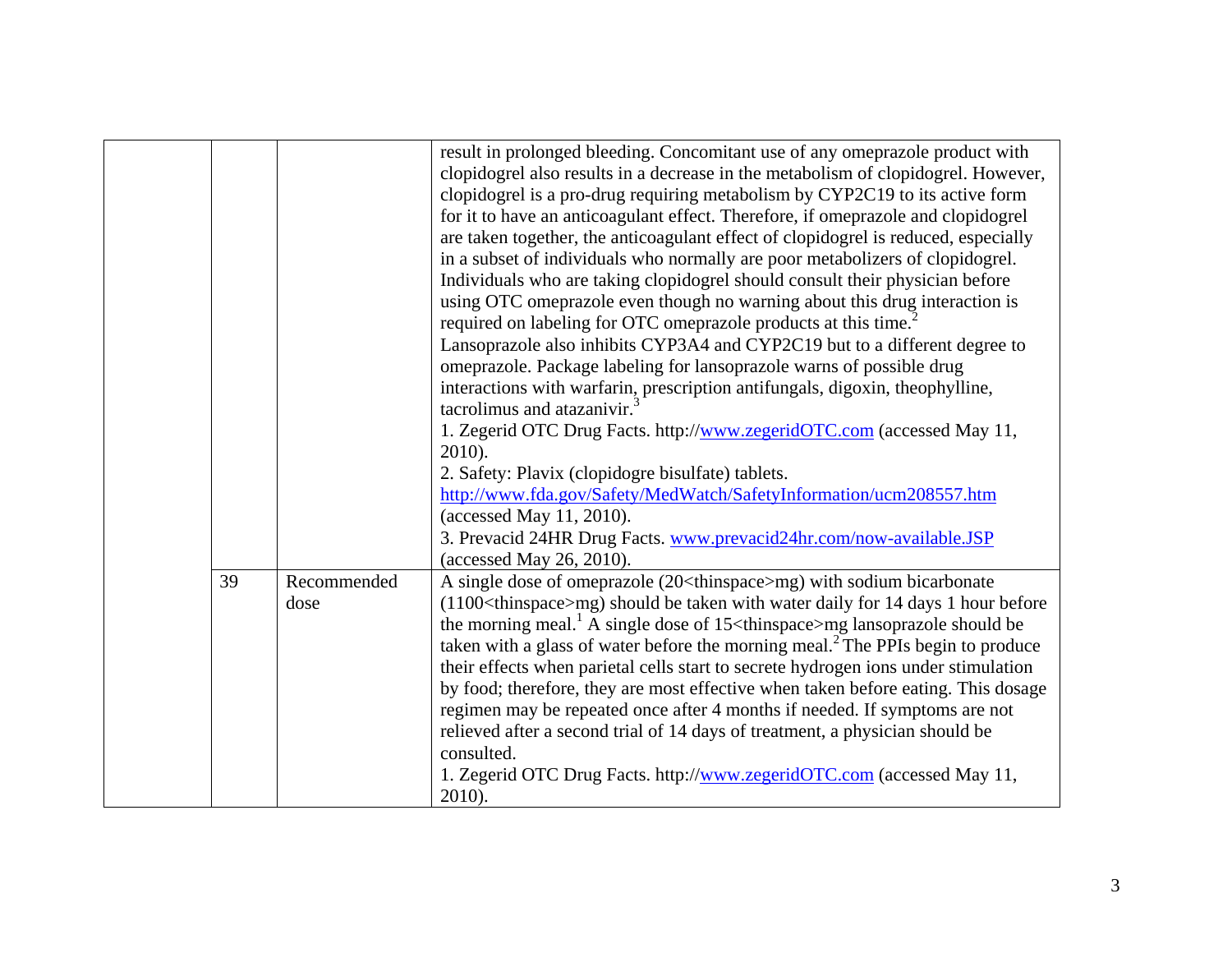|  |  |  |  |
|---|---|---|---|
|  |  |  | result in prolonged bleeding. Concomitant use of any omeprazole product with clopidogrel also results in a decrease in the metabolism of clopidogrel. However, clopidogrel is a pro-drug requiring metabolism by CYP2C19 to its active form for it to have an anticoagulant effect. Therefore, if omeprazole and clopidogrel are taken together, the anticoagulant effect of clopidogrel is reduced, especially in a subset of individuals who normally are poor metabolizers of clopidogrel. Individuals who are taking clopidogrel should consult their physician before using OTC omeprazole even though no warning about this drug interaction is required on labeling for OTC omeprazole products at this time.[2] Lansoprazole also inhibits CYP3A4 and CYP2C19 but to a different degree to omeprazole. Package labeling for lansoprazole warns of possible drug interactions with warfarin, prescription antifungals, digoxin, theophylline, tacrolimus and atazanivir.[3] 1. Zegerid OTC Drug Facts. http://www.zegeridOTC.com (accessed May 11, 2010). 2. Safety: Plavix (clopidogre bisulfate) tablets. http://www.fda.gov/Safety/MedWatch/SafetyInformation/ucm208557.htm (accessed May 11, 2010). 3. Prevacid 24HR Drug Facts. www.prevacid24hr.com/now-available.JSP (accessed May 26, 2010). |
|  | 39 | Recommended dose | A single dose of omeprazole (20<thinspace>mg) with sodium bicarbonate (1100<thinspace>mg) should be taken with water daily for 14 days 1 hour before the morning meal.[1] A single dose of 15<thinspace>mg lansoprazole should be taken with a glass of water before the morning meal.[2] The PPIs begin to produce their effects when parietal cells start to secrete hydrogen ions under stimulation by food; therefore, they are most effective when taken before eating. This dosage regimen may be repeated once after 4 months if needed. If symptoms are not relieved after a second trial of 14 days of treatment, a physician should be consulted. 1. Zegerid OTC Drug Facts. http://www.zegeridOTC.com (accessed May 11, 2010). |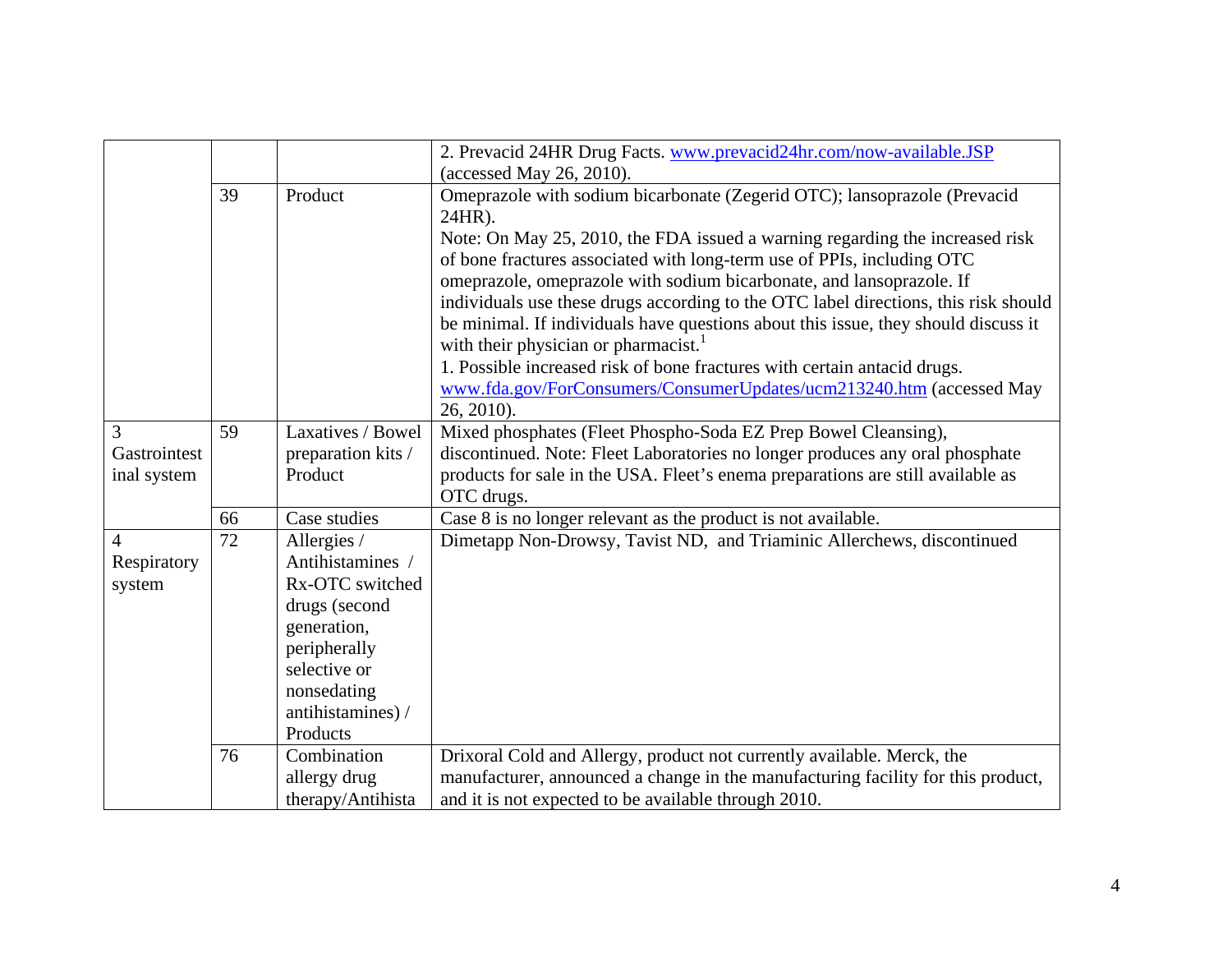| | | | |
|---|---|---|---|
| | | | 2. Prevacid 24HR Drug Facts. www.prevacid24hr.com/now-available.JSP (accessed May 26, 2010). |
| | 39 | Product | Omeprazole with sodium bicarbonate (Zegerid OTC); lansoprazole (Prevacid 24HR).<br>Note: On May 25, 2010, the FDA issued a warning regarding the increased risk of bone fractures associated with long-term use of PPIs, including OTC omeprazole, omeprazole with sodium bicarbonate, and lansoprazole. If individuals use these drugs according to the OTC label directions, this risk should be minimal. If individuals have questions about this issue, they should discuss it with their physician or pharmacist.[1]<br>1. Possible increased risk of bone fractures with certain antacid drugs. www.fda.gov/ForConsumers/ConsumerUpdates/ucm213240.htm (accessed May 26, 2010). |
| 3 Gastrointestinal system | 59 | Laxatives / Bowel preparation kits / Product | Mixed phosphates (Fleet Phospho-Soda EZ Prep Bowel Cleansing), discontinued. Note: Fleet Laboratories no longer produces any oral phosphate products for sale in the USA. Fleet's enema preparations are still available as OTC drugs. |
| | 66 | Case studies | Case 8 is no longer relevant as the product is not available. |
| 4 Respiratory system | 72 | Allergies / Antihistamines / Rx-OTC switched drugs (second generation, peripherally selective or nonsedating antihistamines) / Products | Dimetapp Non-Drowsy, Tavist ND, and Triaminic Allerchews, discontinued |
| | 76 | Combination allergy drug therapy/Antihista | Drixoral Cold and Allergy, product not currently available. Merck, the manufacturer, announced a change in the manufacturing facility for this product, and it is not expected to be available through 2010. |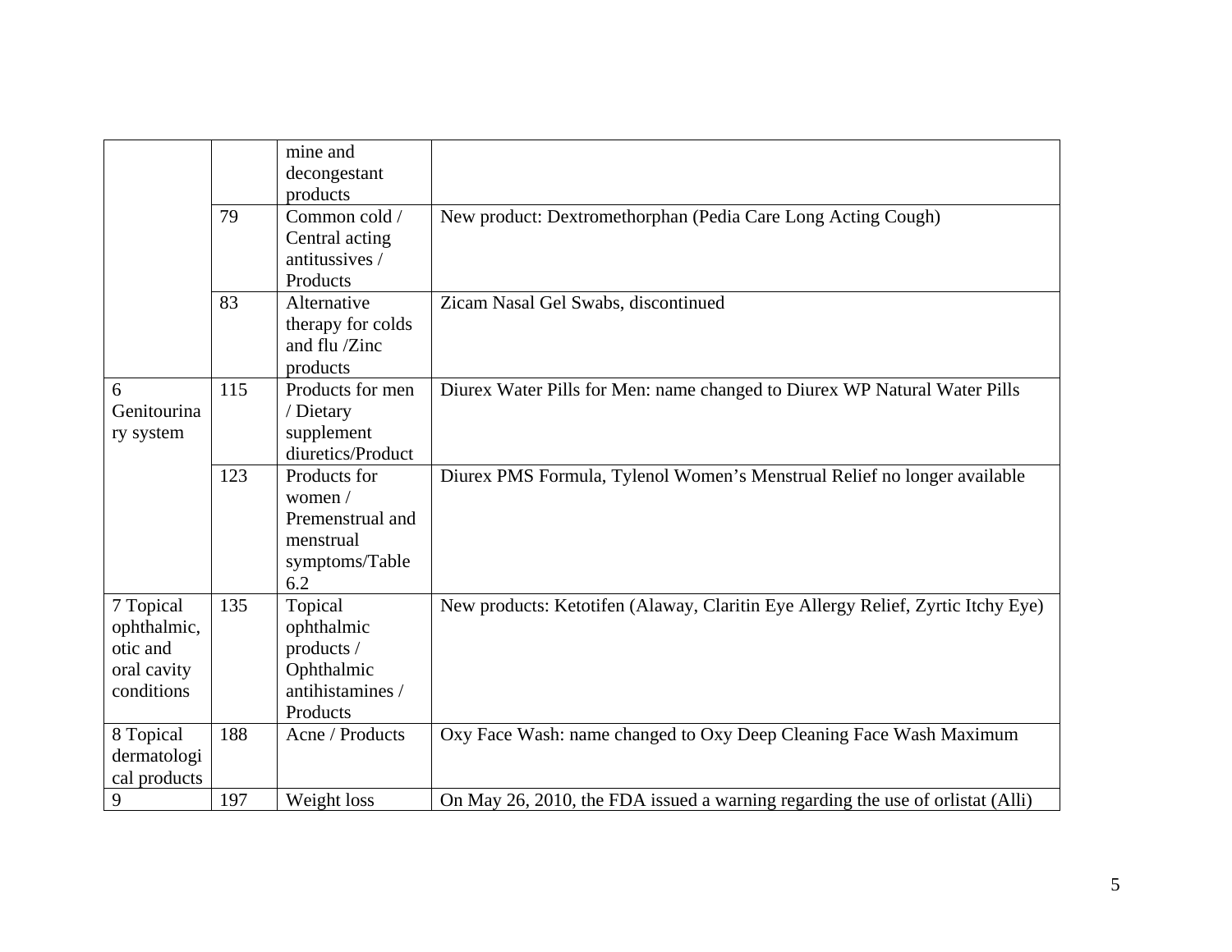| | | mine and decongestant products | |
|---|---|---|---|
| | 79 | Common cold / Central acting antitussives / Products | New product: Dextromethorphan (Pedia Care Long Acting Cough) |
| | 83 | Alternative therapy for colds and flu /Zinc products | Zicam Nasal Gel Swabs, discontinued |
| 6 Genitourinary system | 115 | Products for men / Dietary supplement diuretics/Product | Diurex Water Pills for Men: name changed to Diurex WP Natural Water Pills |
| | 123 | Products for women / Premenstrual and menstrual symptoms/Table 6.2 | Diurex PMS Formula, Tylenol Women's Menstrual Relief no longer available |
| 7 Topical ophthalmic, otic and oral cavity conditions | 135 | Topical ophthalmic products / Ophthalmic antihistamines / Products | New products: Ketotifen (Alaway, Claritin Eye Allergy Relief, Zyrtic Itchy Eye) |
| 8 Topical dermatological products | 188 | Acne / Products | Oxy Face Wash: name changed to Oxy Deep Cleaning Face Wash Maximum |
| 9 | 197 | Weight loss | On May 26, 2010, the FDA issued a warning regarding the use of orlistat (Alli) |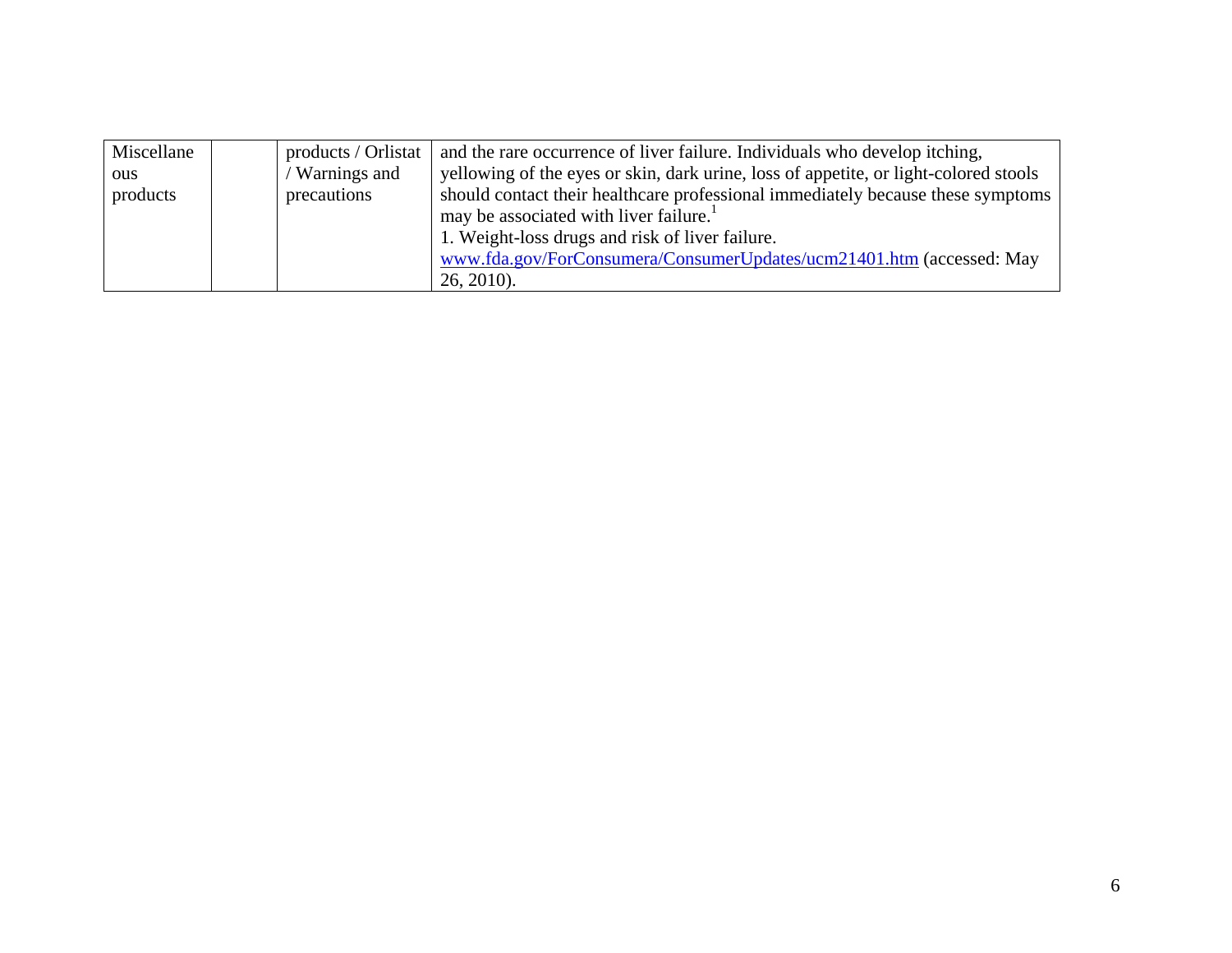| | | | |
|---|---|---|---|
| Miscellaneous products | | products / Orlistat / Warnings and precautions | and the rare occurrence of liver failure. Individuals who develop itching, yellowing of the eyes or skin, dark urine, loss of appetite, or light-colored stools should contact their healthcare professional immediately because these symptoms may be associated with liver failure.[1]<br>1. Weight-loss drugs and risk of liver failure. www.fda.gov/ForConsumera/ConsumerUpdates/ucm21401.htm (accessed: May 26, 2010). |